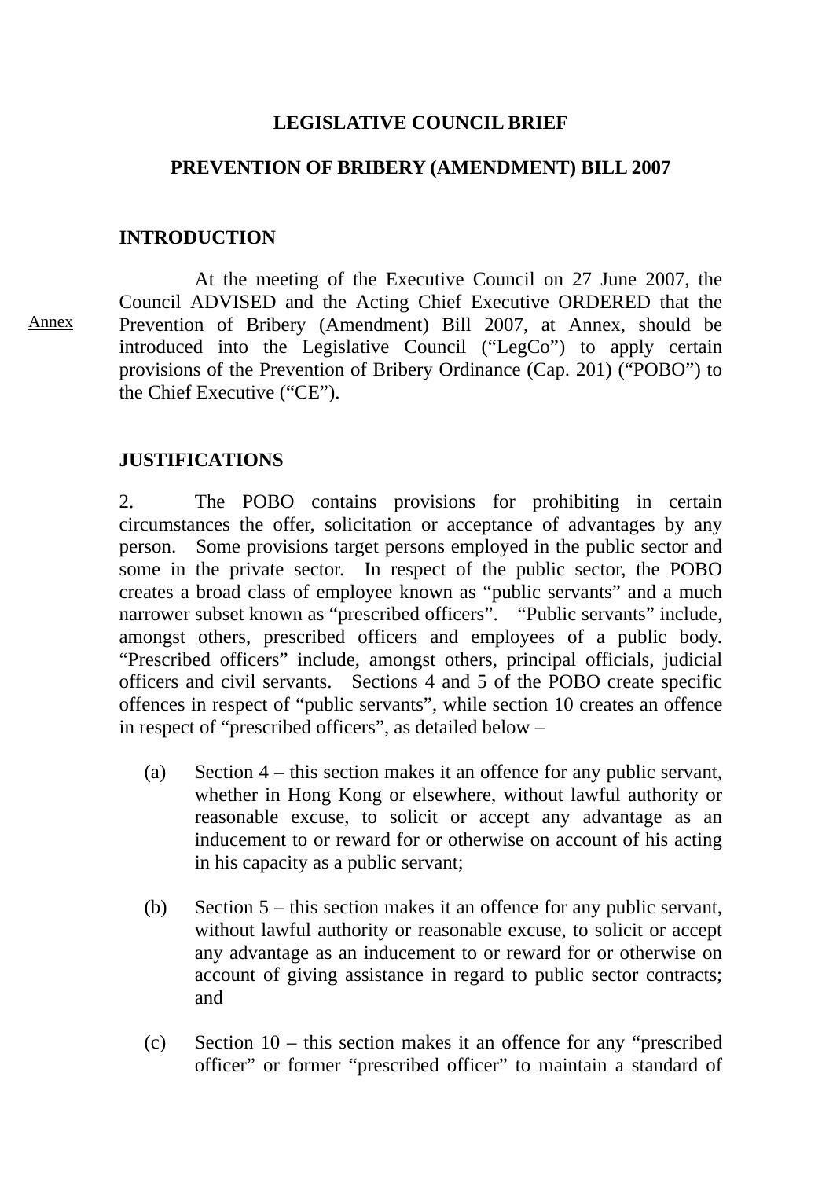**LEGISLATIVE COUNCIL BRIEF**

**PREVENTION OF BRIBERY (AMENDMENT) BILL 2007**

**INTRODUCTION**

At the meeting of the Executive Council on 27 June 2007, the Council ADVISED and the Acting Chief Executive ORDERED that the Prevention of Bribery (Amendment) Bill 2007, at Annex, should be introduced into the Legislative Council ("LegCo") to apply certain provisions of the Prevention of Bribery Ordinance (Cap. 201) ("POBO") to the Chief Executive ("CE").

Annex

**JUSTIFICATIONS**

2. The POBO contains provisions for prohibiting in certain circumstances the offer, solicitation or acceptance of advantages by any person. Some provisions target persons employed in the public sector and some in the private sector. In respect of the public sector, the POBO creates a broad class of employee known as "public servants" and a much narrower subset known as "prescribed officers". "Public servants" include, amongst others, prescribed officers and employees of a public body. "Prescribed officers" include, amongst others, principal officials, judicial officers and civil servants. Sections 4 and 5 of the POBO create specific offences in respect of "public servants", while section 10 creates an offence in respect of "prescribed officers", as detailed below –

(a) Section 4 – this section makes it an offence for any public servant, whether in Hong Kong or elsewhere, without lawful authority or reasonable excuse, to solicit or accept any advantage as an inducement to or reward for or otherwise on account of his acting in his capacity as a public servant;

(b) Section 5 – this section makes it an offence for any public servant, without lawful authority or reasonable excuse, to solicit or accept any advantage as an inducement to or reward for or otherwise on account of giving assistance in regard to public sector contracts; and

(c) Section 10 – this section makes it an offence for any "prescribed officer" or former "prescribed officer" to maintain a standard of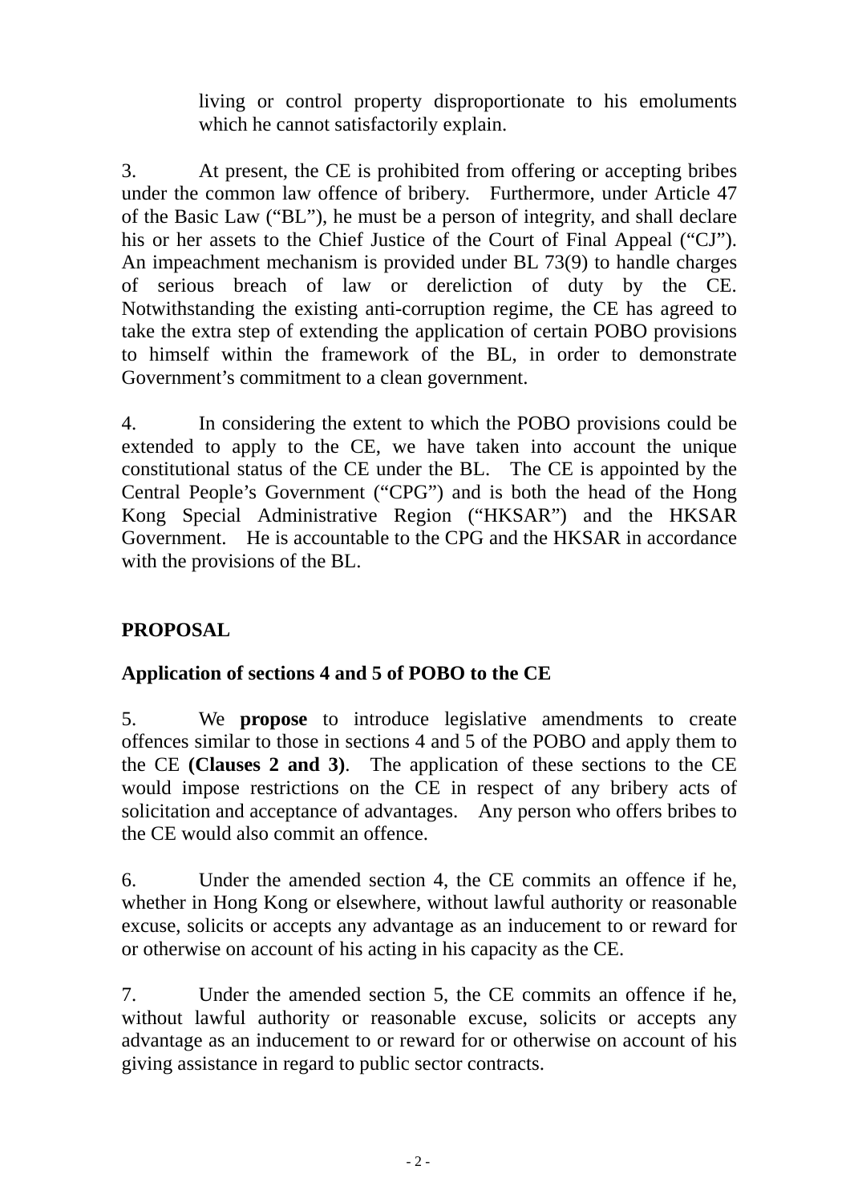living or control property disproportionate to his emoluments which he cannot satisfactorily explain.

3. At present, the CE is prohibited from offering or accepting bribes under the common law offence of bribery. Furthermore, under Article 47 of the Basic Law ("BL"), he must be a person of integrity, and shall declare his or her assets to the Chief Justice of the Court of Final Appeal ("CJ"). An impeachment mechanism is provided under BL 73(9) to handle charges of serious breach of law or dereliction of duty by the CE. Notwithstanding the existing anti-corruption regime, the CE has agreed to take the extra step of extending the application of certain POBO provisions to himself within the framework of the BL, in order to demonstrate Government's commitment to a clean government.

4. In considering the extent to which the POBO provisions could be extended to apply to the CE, we have taken into account the unique constitutional status of the CE under the BL. The CE is appointed by the Central People's Government ("CPG") and is both the head of the Hong Kong Special Administrative Region ("HKSAR") and the HKSAR Government. He is accountable to the CPG and the HKSAR in accordance with the provisions of the BL.

## PROPOSAL

### Application of sections 4 and 5 of POBO to the CE

5. We **propose** to introduce legislative amendments to create offences similar to those in sections 4 and 5 of the POBO and apply them to the CE **(Clauses 2 and 3)**. The application of these sections to the CE would impose restrictions on the CE in respect of any bribery acts of solicitation and acceptance of advantages. Any person who offers bribes to the CE would also commit an offence.

6. Under the amended section 4, the CE commits an offence if he, whether in Hong Kong or elsewhere, without lawful authority or reasonable excuse, solicits or accepts any advantage as an inducement to or reward for or otherwise on account of his acting in his capacity as the CE.

7. Under the amended section 5, the CE commits an offence if he, without lawful authority or reasonable excuse, solicits or accepts any advantage as an inducement to or reward for or otherwise on account of his giving assistance in regard to public sector contracts.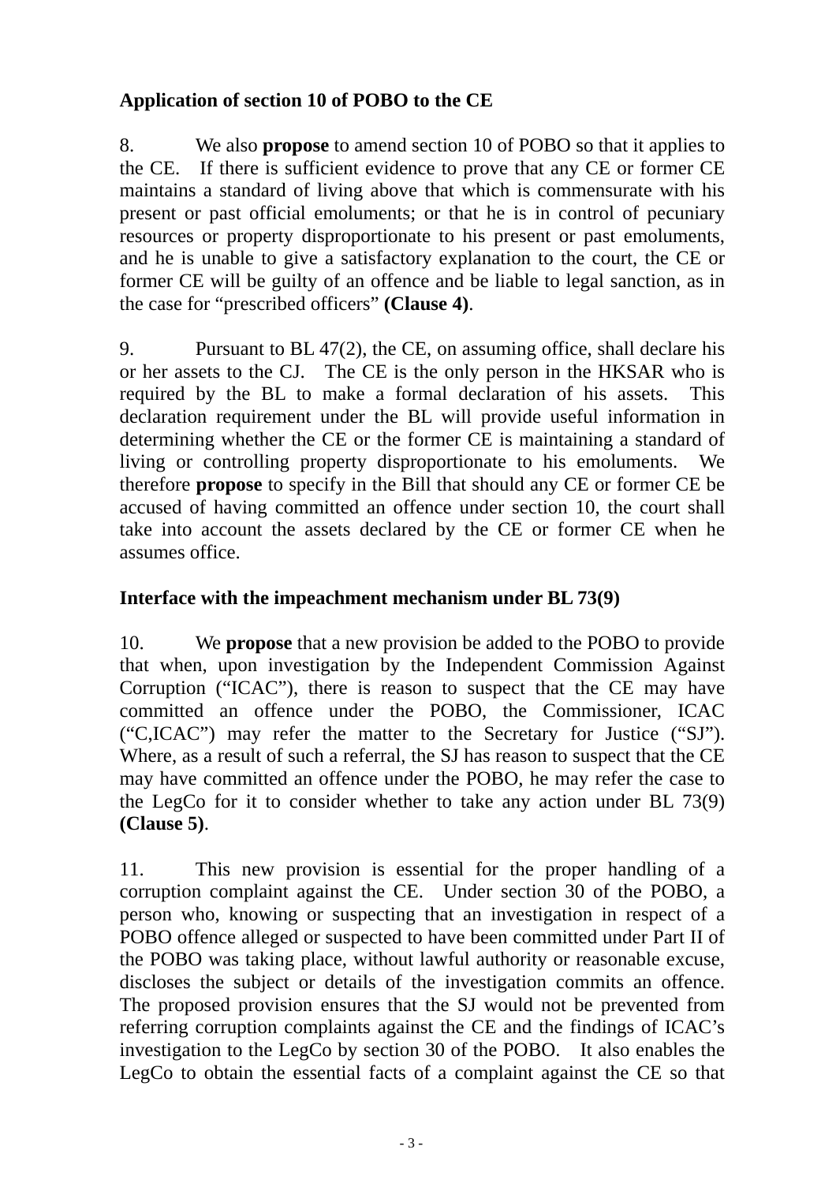**Application of section 10 of POBO to the CE**

8. We also **propose** to amend section 10 of POBO so that it applies to the CE. If there is sufficient evidence to prove that any CE or former CE maintains a standard of living above that which is commensurate with his present or past official emoluments; or that he is in control of pecuniary resources or property disproportionate to his present or past emoluments, and he is unable to give a satisfactory explanation to the court, the CE or former CE will be guilty of an offence and be liable to legal sanction, as in the case for "prescribed officers" **(Clause 4)**.

9. Pursuant to BL 47(2), the CE, on assuming office, shall declare his or her assets to the CJ. The CE is the only person in the HKSAR who is required by the BL to make a formal declaration of his assets. This declaration requirement under the BL will provide useful information in determining whether the CE or the former CE is maintaining a standard of living or controlling property disproportionate to his emoluments. We therefore **propose** to specify in the Bill that should any CE or former CE be accused of having committed an offence under section 10, the court shall take into account the assets declared by the CE or former CE when he assumes office.

**Interface with the impeachment mechanism under BL 73(9)**

10. We **propose** that a new provision be added to the POBO to provide that when, upon investigation by the Independent Commission Against Corruption ("ICAC"), there is reason to suspect that the CE may have committed an offence under the POBO, the Commissioner, ICAC ("C,ICAC") may refer the matter to the Secretary for Justice ("SJ"). Where, as a result of such a referral, the SJ has reason to suspect that the CE may have committed an offence under the POBO, he may refer the case to the LegCo for it to consider whether to take any action under BL 73(9) **(Clause 5)**.

11. This new provision is essential for the proper handling of a corruption complaint against the CE. Under section 30 of the POBO, a person who, knowing or suspecting that an investigation in respect of a POBO offence alleged or suspected to have been committed under Part II of the POBO was taking place, without lawful authority or reasonable excuse, discloses the subject or details of the investigation commits an offence. The proposed provision ensures that the SJ would not be prevented from referring corruption complaints against the CE and the findings of ICAC's investigation to the LegCo by section 30 of the POBO. It also enables the LegCo to obtain the essential facts of a complaint against the CE so that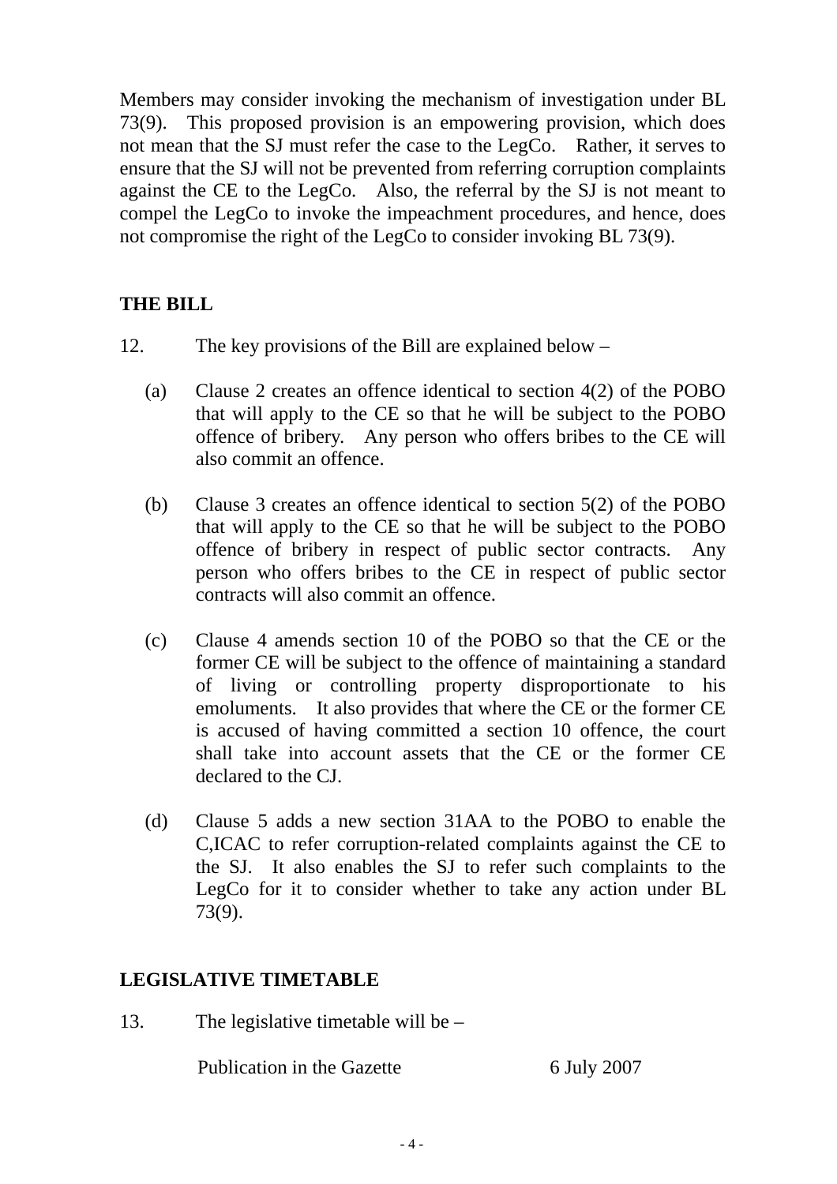Members may consider invoking the mechanism of investigation under BL 73(9). This proposed provision is an empowering provision, which does not mean that the SJ must refer the case to the LegCo. Rather, it serves to ensure that the SJ will not be prevented from referring corruption complaints against the CE to the LegCo. Also, the referral by the SJ is not meant to compel the LegCo to invoke the impeachment procedures, and hence, does not compromise the right of the LegCo to consider invoking BL 73(9).

## THE BILL

12. The key provisions of the Bill are explained below –

(a) Clause 2 creates an offence identical to section 4(2) of the POBO that will apply to the CE so that he will be subject to the POBO offence of bribery. Any person who offers bribes to the CE will also commit an offence.

(b) Clause 3 creates an offence identical to section 5(2) of the POBO that will apply to the CE so that he will be subject to the POBO offence of bribery in respect of public sector contracts. Any person who offers bribes to the CE in respect of public sector contracts will also commit an offence.

(c) Clause 4 amends section 10 of the POBO so that the CE or the former CE will be subject to the offence of maintaining a standard of living or controlling property disproportionate to his emoluments. It also provides that where the CE or the former CE is accused of having committed a section 10 offence, the court shall take into account assets that the CE or the former CE declared to the CJ.

(d) Clause 5 adds a new section 31AA to the POBO to enable the C,ICAC to refer corruption-related complaints against the CE to the SJ. It also enables the SJ to refer such complaints to the LegCo for it to consider whether to take any action under BL 73(9).

## LEGISLATIVE TIMETABLE

13. The legislative timetable will be –

| | |
|---|---|
| Publication in the Gazette | 6 July 2007 |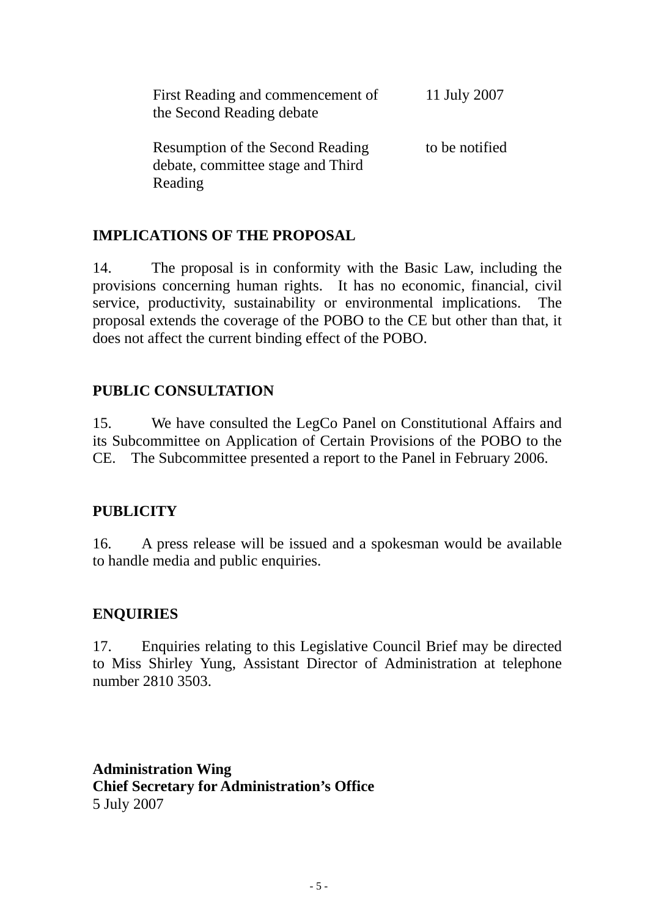| | |
|---|---|
| First Reading and commencement of the Second Reading debate | 11 July 2007 |
| Resumption of the Second Reading debate, committee stage and Third Reading | to be notified |

## IMPLICATIONS OF THE PROPOSAL

14. The proposal is in conformity with the Basic Law, including the provisions concerning human rights. It has no economic, financial, civil service, productivity, sustainability or environmental implications. The proposal extends the coverage of the POBO to the CE but other than that, it does not affect the current binding effect of the POBO.

## PUBLIC CONSULTATION

15. We have consulted the LegCo Panel on Constitutional Affairs and its Subcommittee on Application of Certain Provisions of the POBO to the CE. The Subcommittee presented a report to the Panel in February 2006.

## PUBLICITY

16. A press release will be issued and a spokesman would be available to handle media and public enquiries.

## ENQUIRIES

17. Enquiries relating to this Legislative Council Brief may be directed to Miss Shirley Yung, Assistant Director of Administration at telephone number 2810 3503.

**Administration Wing**
**Chief Secretary for Administration's Office**
5 July 2007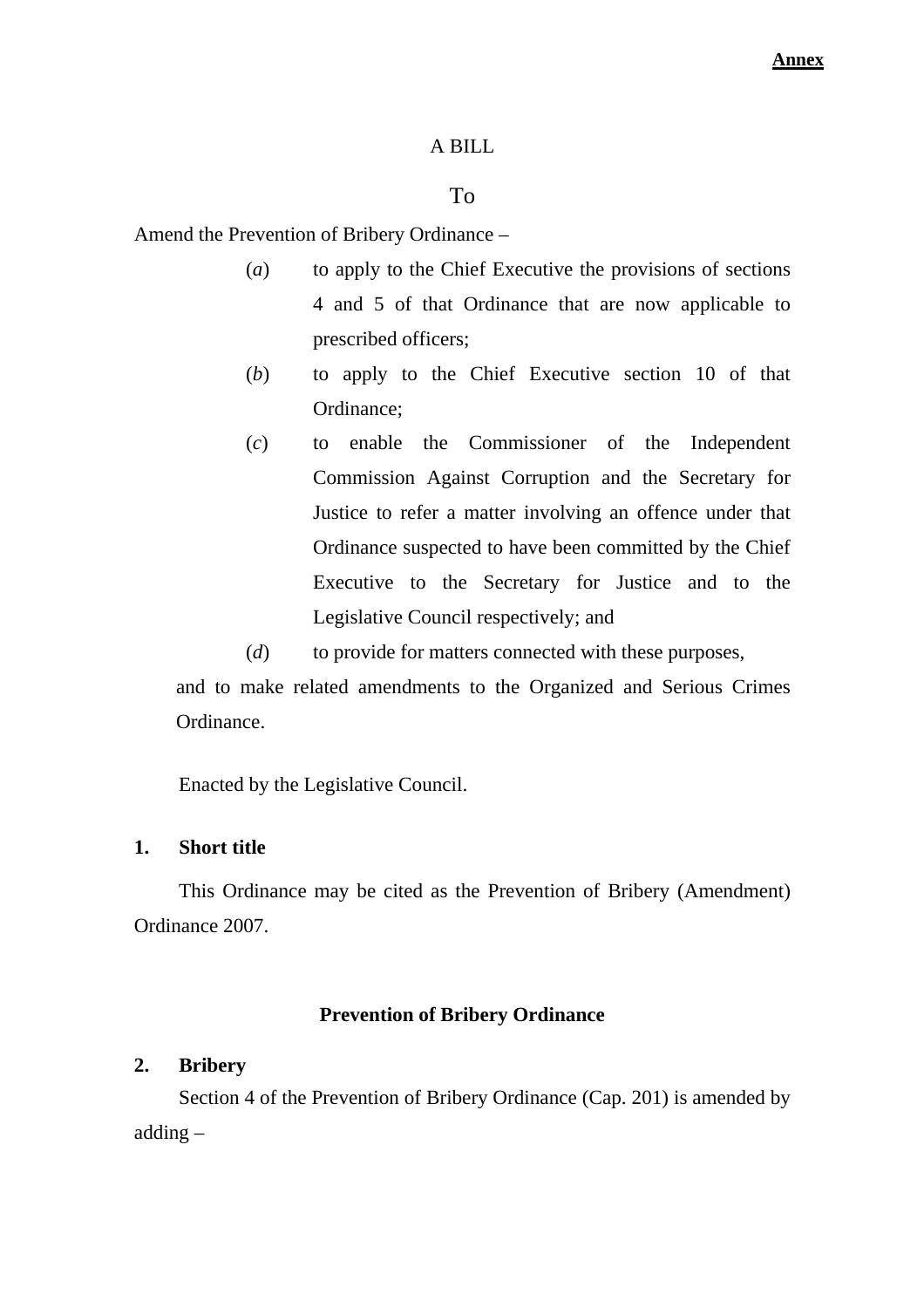**Annex**

A BILL

To

Amend the Prevention of Bribery Ordinance –

(*a*) to apply to the Chief Executive the provisions of sections 4 and 5 of that Ordinance that are now applicable to prescribed officers;

(*b*) to apply to the Chief Executive section 10 of that Ordinance;

(*c*) to enable the Commissioner of the Independent Commission Against Corruption and the Secretary for Justice to refer a matter involving an offence under that Ordinance suspected to have been committed by the Chief Executive to the Secretary for Justice and to the Legislative Council respectively; and

(*d*) to provide for matters connected with these purposes,

and to make related amendments to the Organized and Serious Crimes Ordinance.

Enacted by the Legislative Council.

**1. Short title**

This Ordinance may be cited as the Prevention of Bribery (Amendment) Ordinance 2007.

**Prevention of Bribery Ordinance**

**2. Bribery**

Section 4 of the Prevention of Bribery Ordinance (Cap. 201) is amended by adding –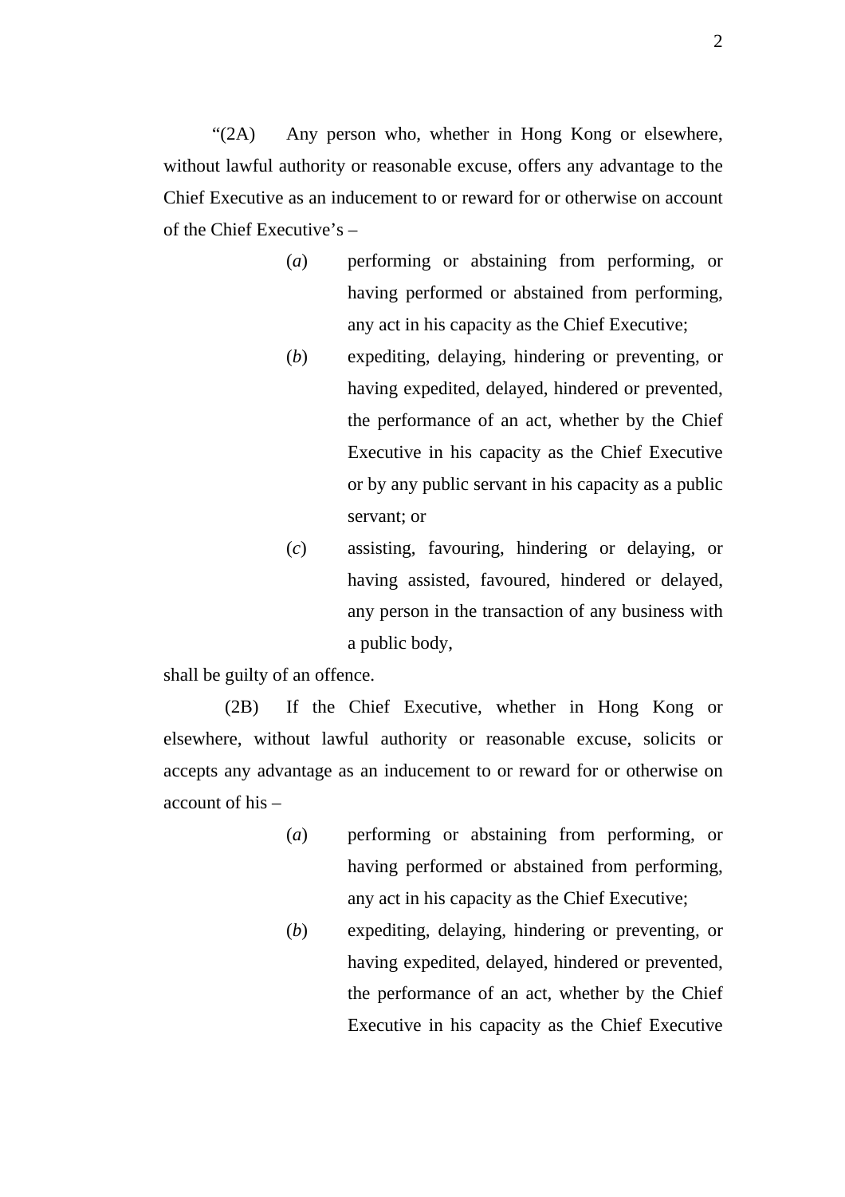"(2A) Any person who, whether in Hong Kong or elsewhere, without lawful authority or reasonable excuse, offers any advantage to the Chief Executive as an inducement to or reward for or otherwise on account of the Chief Executive's –

(*a*) performing or abstaining from performing, or having performed or abstained from performing, any act in his capacity as the Chief Executive;

(*b*) expediting, delaying, hindering or preventing, or having expedited, delayed, hindered or prevented, the performance of an act, whether by the Chief Executive in his capacity as the Chief Executive or by any public servant in his capacity as a public servant; or

(*c*) assisting, favouring, hindering or delaying, or having assisted, favoured, hindered or delayed, any person in the transaction of any business with a public body,

shall be guilty of an offence.

(2B) If the Chief Executive, whether in Hong Kong or elsewhere, without lawful authority or reasonable excuse, solicits or accepts any advantage as an inducement to or reward for or otherwise on account of his –

(*a*) performing or abstaining from performing, or having performed or abstained from performing, any act in his capacity as the Chief Executive;

(*b*) expediting, delaying, hindering or preventing, or having expedited, delayed, hindered or prevented, the performance of an act, whether by the Chief Executive in his capacity as the Chief Executive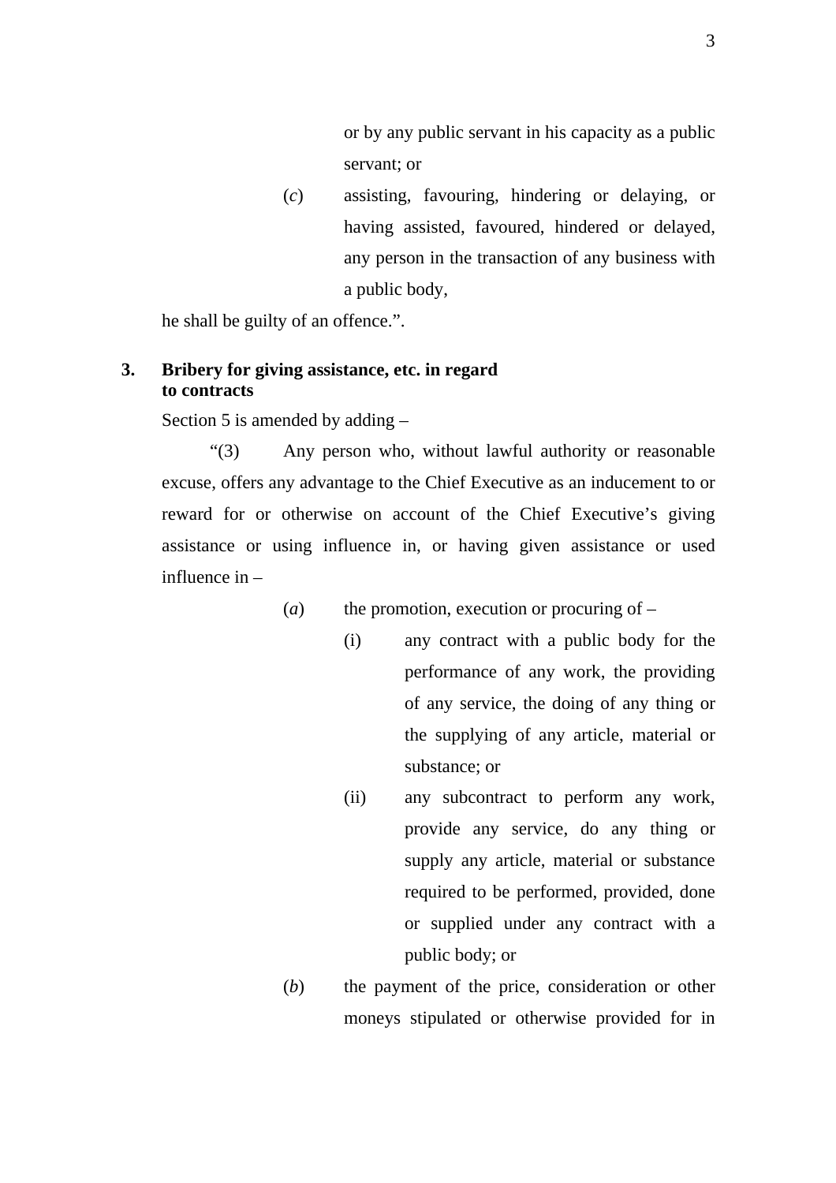or by any public servant in his capacity as a public servant; or

(*c*) assisting, favouring, hindering or delaying, or having assisted, favoured, hindered or delayed, any person in the transaction of any business with a public body,

he shall be guilty of an offence.".

**3. Bribery for giving assistance, etc. in regard to contracts**

Section 5 is amended by adding –

"(3) Any person who, without lawful authority or reasonable excuse, offers any advantage to the Chief Executive as an inducement to or reward for or otherwise on account of the Chief Executive's giving assistance or using influence in, or having given assistance or used influence in –

(*a*) the promotion, execution or procuring of –

(i) any contract with a public body for the performance of any work, the providing of any service, the doing of any thing or the supplying of any article, material or substance; or

(ii) any subcontract to perform any work, provide any service, do any thing or supply any article, material or substance required to be performed, provided, done or supplied under any contract with a public body; or

(*b*) the payment of the price, consideration or other moneys stipulated or otherwise provided for in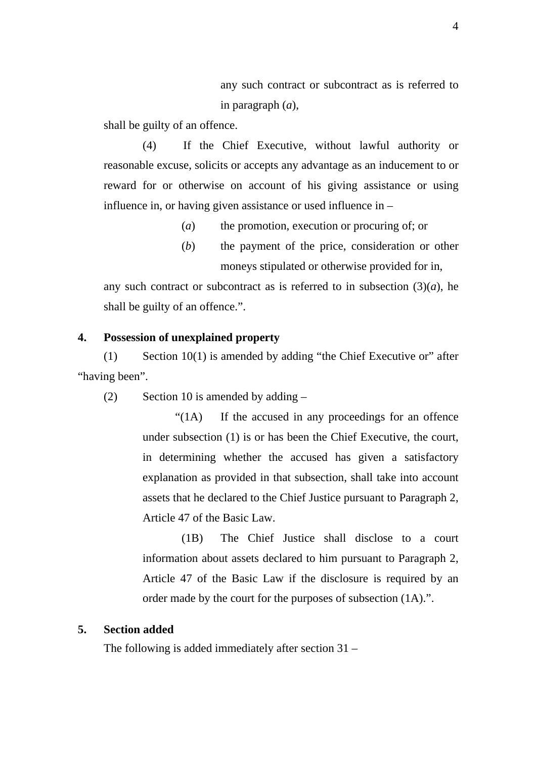any such contract or subcontract as is referred to in paragraph (*a*),

shall be guilty of an offence.

(4) If the Chief Executive, without lawful authority or reasonable excuse, solicits or accepts any advantage as an inducement to or reward for or otherwise on account of his giving assistance or using influence in, or having given assistance or used influence in –

(*a*) the promotion, execution or procuring of; or

(*b*) the payment of the price, consideration or other moneys stipulated or otherwise provided for in,

any such contract or subcontract as is referred to in subsection (3)(*a*), he shall be guilty of an offence.".

**4. Possession of unexplained property**

(1) Section 10(1) is amended by adding "the Chief Executive or" after "having been".

(2) Section 10 is amended by adding –

"(1A) If the accused in any proceedings for an offence under subsection (1) is or has been the Chief Executive, the court, in determining whether the accused has given a satisfactory explanation as provided in that subsection, shall take into account assets that he declared to the Chief Justice pursuant to Paragraph 2, Article 47 of the Basic Law.

(1B) The Chief Justice shall disclose to a court information about assets declared to him pursuant to Paragraph 2, Article 47 of the Basic Law if the disclosure is required by an order made by the court for the purposes of subsection (1A).".

**5. Section added**

The following is added immediately after section 31 –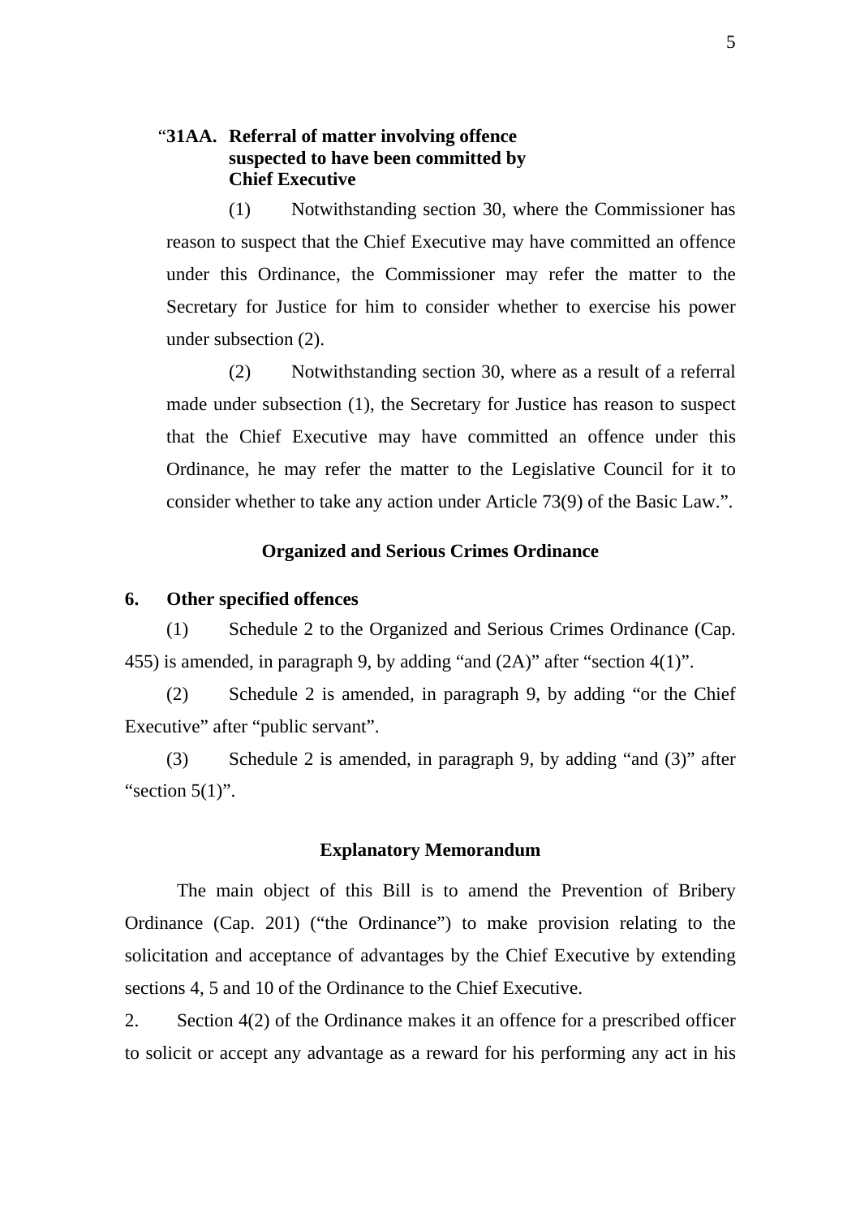"**31AA. Referral of matter involving offence suspected to have been committed by Chief Executive**

(1) Notwithstanding section 30, where the Commissioner has reason to suspect that the Chief Executive may have committed an offence under this Ordinance, the Commissioner may refer the matter to the Secretary for Justice for him to consider whether to exercise his power under subsection (2).

(2) Notwithstanding section 30, where as a result of a referral made under subsection (1), the Secretary for Justice has reason to suspect that the Chief Executive may have committed an offence under this Ordinance, he may refer the matter to the Legislative Council for it to consider whether to take any action under Article 73(9) of the Basic Law.".

## Organized and Serious Crimes Ordinance

**6. Other specified offences**

(1) Schedule 2 to the Organized and Serious Crimes Ordinance (Cap. 455) is amended, in paragraph 9, by adding "and (2A)" after "section 4(1)".

(2) Schedule 2 is amended, in paragraph 9, by adding "or the Chief Executive" after "public servant".

(3) Schedule 2 is amended, in paragraph 9, by adding "and (3)" after "section 5(1)".

## Explanatory Memorandum

The main object of this Bill is to amend the Prevention of Bribery Ordinance (Cap. 201) ("the Ordinance") to make provision relating to the solicitation and acceptance of advantages by the Chief Executive by extending sections 4, 5 and 10 of the Ordinance to the Chief Executive.

2. Section 4(2) of the Ordinance makes it an offence for a prescribed officer to solicit or accept any advantage as a reward for his performing any act in his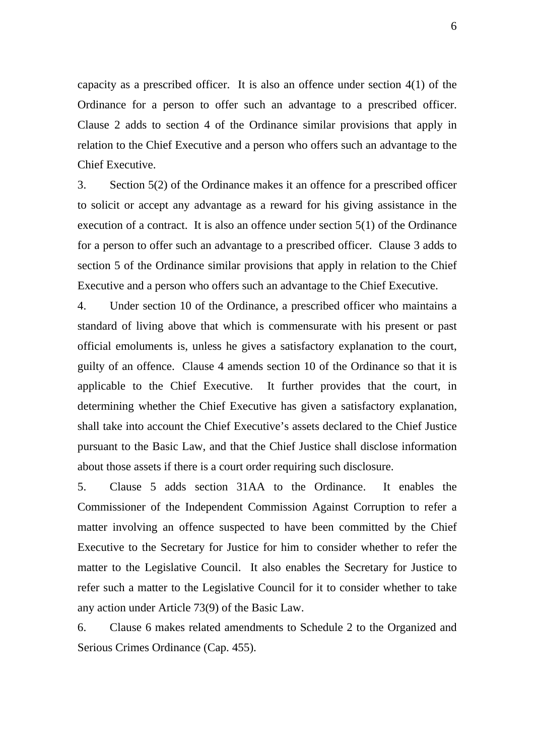capacity as a prescribed officer. It is also an offence under section 4(1) of the Ordinance for a person to offer such an advantage to a prescribed officer. Clause 2 adds to section 4 of the Ordinance similar provisions that apply in relation to the Chief Executive and a person who offers such an advantage to the Chief Executive.

3. Section 5(2) of the Ordinance makes it an offence for a prescribed officer to solicit or accept any advantage as a reward for his giving assistance in the execution of a contract. It is also an offence under section 5(1) of the Ordinance for a person to offer such an advantage to a prescribed officer. Clause 3 adds to section 5 of the Ordinance similar provisions that apply in relation to the Chief Executive and a person who offers such an advantage to the Chief Executive.

4. Under section 10 of the Ordinance, a prescribed officer who maintains a standard of living above that which is commensurate with his present or past official emoluments is, unless he gives a satisfactory explanation to the court, guilty of an offence. Clause 4 amends section 10 of the Ordinance so that it is applicable to the Chief Executive. It further provides that the court, in determining whether the Chief Executive has given a satisfactory explanation, shall take into account the Chief Executive's assets declared to the Chief Justice pursuant to the Basic Law, and that the Chief Justice shall disclose information about those assets if there is a court order requiring such disclosure.

5. Clause 5 adds section 31AA to the Ordinance. It enables the Commissioner of the Independent Commission Against Corruption to refer a matter involving an offence suspected to have been committed by the Chief Executive to the Secretary for Justice for him to consider whether to refer the matter to the Legislative Council. It also enables the Secretary for Justice to refer such a matter to the Legislative Council for it to consider whether to take any action under Article 73(9) of the Basic Law.

6. Clause 6 makes related amendments to Schedule 2 to the Organized and Serious Crimes Ordinance (Cap. 455).